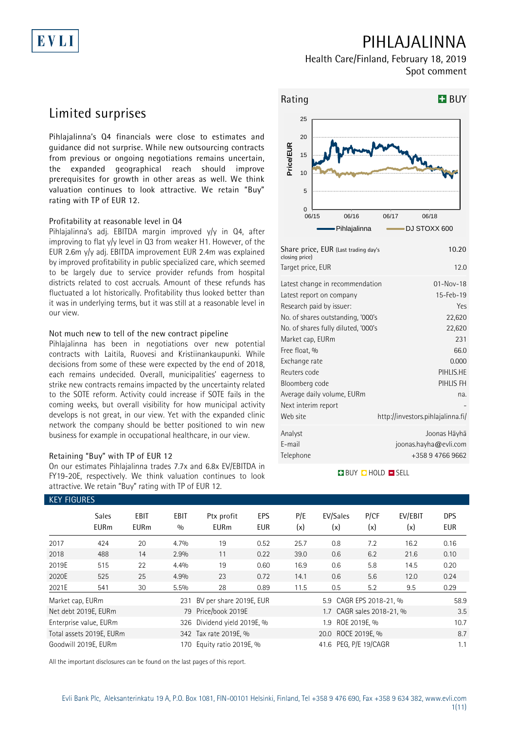# PIHLAJALINNA

Health Care/Finland, February 18, 2019

Spot comment

## Limited surprises

Pihlajalinna's Q4 financials were close to estimates and guidance did not surprise. While new outsourcing contracts from previous or ongoing negotiations remains uncertain, the expanded geographical reach should improve prerequisites for growth in other areas as well. We think valuation continues to look attractive. We retain "Buy" rating with TP of EUR 12.

### Profitability at reasonable level in Q4

Pihlajalinna's adj. EBITDA margin improved y/y in Q4, after improving to flat y/y level in Q3 from weaker H1. However, of the EUR 2.6m y/y adj. EBITDA improvement EUR 2.4m was explained by improved profitability in public specialized care, which seemed to be largely due to service provider refunds from hospital districts related to cost accruals. Amount of these refunds has fluctuated a lot historically. Profitability thus looked better than it was in underlying terms, but it was still at a reasonable level in our view.

### Not much new to tell of the new contract pipeline

Pihlajalinna has been in negotiations over new potential contracts with Laitila, Ruovesi and Kristiinankaupunki. While decisions from some of these were expected by the end of 2018, each remains undecided. Overall, municipalities' eagerness to strike new contracts remains impacted by the uncertainty related to the SOTE reform. Activity could increase if SOTE fails in the coming weeks, but overall visibility for how municipal activity develops is not great, in our view. Yet with the expanded clinic network the company should be better positioned to win new business for example in occupational healthcare, in our view.

### Retaining "Buy" with TP of EUR 12

On our estimates Pihlajalinna trades 7.7x and 6.8x EV/EBITDA in FY19-20E, respectively. We think valuation continues to look attractive. We retain "Buy" rating with TP of EUR 12.

**Rating: BUY**

| | |
|---|---|
| Share price, EUR (Last trading day's closing price) | 10.20 |
| Target price, EUR | 12.0 |
| Latest change in recommendation | 01-Nov-18 |
| Latest report on company | 15-Feb-19 |
| Research paid by issuer: | Yes |
| No. of shares outstanding, '000's | 22,620 |
| No. of shares fully diluted, '000's | 22,620 |
| Market cap, EURm | 231 |
| Free float, % | 66.0 |
| Exchange rate | 0.000 |
| Reuters code | PIHLIS.HE |
| Bloomberg code | PIHLIS FH |
| Average daily volume, EURm | na. |
| Next interim report | - |
| Web site | http://investors.pihlajalinna.fi/ |
| Analyst | Joonas Häyhä |
| E-mail | joonas.hayha@evli.com |
| Telephone | +358 9 4766 9662 |

### KEY FIGURES

| | Sales EURm | EBIT EURm | EBIT % | Ptx profit EURm | EPS EUR | P/E (x) | EV/Sales (x) | P/CF (x) | EV/EBIT (x) | DPS EUR |
|---|---|---|---|---|---|---|---|---|---|---|
| 2017 | 424 | 20 | 4.7% | 19 | 0.52 | 25.7 | 0.8 | 7.2 | 16.2 | 0.16 |
| 2018 | 488 | 14 | 2.9% | 11 | 0.22 | 39.0 | 0.6 | 6.2 | 21.6 | 0.10 |
| 2019E | 515 | 22 | 4.4% | 19 | 0.60 | 16.9 | 0.6 | 5.8 | 14.5 | 0.20 |
| 2020E | 525 | 25 | 4.9% | 23 | 0.72 | 14.1 | 0.6 | 5.6 | 12.0 | 0.24 |
| 2021E | 541 | 30 | 5.5% | 28 | 0.89 | 11.5 | 0.5 | 5.2 | 9.5 | 0.29 |

| | | | | | |
|---|---|---|---|---|---|
| Market cap, EURm | 231 | BV per share 2019E, EUR | 5.9 | CAGR EPS 2018-21, % | 58.9 |
| Net debt 2019E, EURm | 79 | Price/book 2019E | 1.7 | CAGR sales 2018-21, % | 3.5 |
| Enterprise value, EURm | 326 | Dividend yield 2019E, % | 1.9 | ROE 2019E, % | 10.7 |
| Total assets 2019E, EURm | 342 | Tax rate 2019E, % | 20.0 | ROCE 2019E, % | 8.7 |
| Goodwill 2019E, EURm | 170 | Equity ratio 2019E, % | 41.6 | PEG, P/E 19/CAGR | 1.1 |

All the important disclosures can be found on the last pages of this report.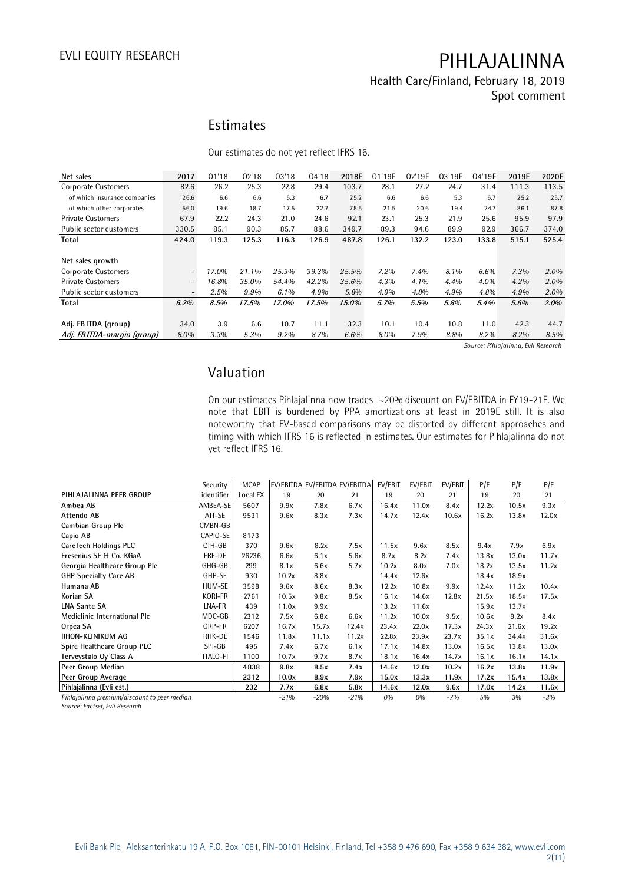## Estimates

Our estimates do not yet reflect IFRS 16.

| Net sales | 2017 | Q1'18 | Q2'18 | Q3'18 | Q4'18 | 2018E | Q1'19E | Q2'19E | Q3'19E | Q4'19E | 2019E | 2020E |
|---|---|---|---|---|---|---|---|---|---|---|---|---|
| Corporate Customers | 82.6 | 26.2 | 25.3 | 22.8 | 29.4 | 103.7 | 28.1 | 27.2 | 24.7 | 31.4 | 111.3 | 113.5 |
| of which insurance companies | 26.6 | 6.6 | 6.6 | 5.3 | 6.7 | 25.2 | 6.6 | 6.6 | 5.3 | 6.7 | 25.2 | 25.7 |
| of which other corporates | 56.0 | 19.6 | 18.7 | 17.5 | 22.7 | 78.5 | 21.5 | 20.6 | 19.4 | 24.7 | 86.1 | 87.8 |
| Private Customers | 67.9 | 22.2 | 24.3 | 21.0 | 24.6 | 92.1 | 23.1 | 25.3 | 21.9 | 25.6 | 95.9 | 97.9 |
| Public sector customers | 330.5 | 85.1 | 90.3 | 85.7 | 88.6 | 349.7 | 89.3 | 94.6 | 89.9 | 92.9 | 366.7 | 374.0 |
| **Total** | **424.0** | **119.3** | **125.3** | **116.3** | **126.9** | **487.8** | **126.1** | **132.2** | **123.0** | **133.8** | **515.1** | **525.4** |
| | | | | | | | | | | | | |
| **Net sales growth** | | | | | | | | | | | | |
| Corporate Customers | - | *17.0%* | *21.1%* | *25.3%* | *39.3%* | *25.5%* | *7.2%* | *7.4%* | *8.1%* | *6.6%* | *7.3%* | *2.0%* |
| Private Customers | - | *16.8%* | *35.0%* | *54.4%* | *42.2%* | *35.6%* | *4.3%* | *4.1%* | *4.4%* | *4.0%* | *4.2%* | *2.0%* |
| Public sector customers | - | *2.5%* | *9.9%* | *6.1%* | *4.9%* | *5.8%* | *4.9%* | *4.8%* | *4.9%* | *4.8%* | *4.9%* | *2.0%* |
| **Total** | ***6.2%*** | ***8.5%*** | ***17.5%*** | ***17.0%*** | ***17.5%*** | ***15.0%*** | ***5.7%*** | ***5.5%*** | ***5.8%*** | ***5.4%*** | ***5.6%*** | ***2.0%*** |
| | | | | | | | | | | | | |
| **Adj. EBITDA (group)** | 34.0 | 3.9 | 6.6 | 10.7 | 11.1 | 32.3 | 10.1 | 10.4 | 10.8 | 11.0 | 42.3 | 44.7 |
| ***Adj. EBITDA-margin (group)*** | *8.0%* | *3.3%* | *5.3%* | *9.2%* | *8.7%* | *6.6%* | *8.0%* | *7.9%* | *8.8%* | *8.2%* | *8.2%* | *8.5%* |

*Source: Pihlajalinna, Evli Research*

## Valuation

On our estimates Pihlajalinna now trades ~20% discount on EV/EBITDA in FY19-21E. We note that EBIT is burdened by PPA amortizations at least in 2019E still. It is also noteworthy that EV-based comparisons may be distorted by different approaches and timing with which IFRS 16 is reflected in estimates. Our estimates for Pihlajalinna do not yet reflect IFRS 16.

| PIHLAJALINNA PEER GROUP | Security identifier | MCAP Local FX | EV/EBITDA 19 | EV/EBITDA 20 | EV/EBITDA 21 | EV/EBIT 19 | EV/EBIT 20 | EV/EBIT 21 | P/E 19 | P/E 20 | P/E 21 |
|---|---|---|---|---|---|---|---|---|---|---|---|
| **Ambea AB** | AMBEA-SE | 5607 | 9.9x | 7.8x | 6.7x | 16.4x | 11.0x | 8.4x | 12.2x | 10.5x | 9.3x |
| **Attendo AB** | ATT-SE | 9531 | 9.6x | 8.3x | 7.3x | 14.7x | 12.4x | 10.6x | 16.2x | 13.8x | 12.0x |
| **Cambian Group Plc** | CMBN-GB | | | | | | | | | | |
| **Capio AB** | CAPIO-SE | 8173 | | | | | | | | | |
| **CareTech Holdings PLC** | CTH-GB | 370 | 9.6x | 8.2x | 7.5x | 11.5x | 9.6x | 8.5x | 9.4x | 7.9x | 6.9x |
| **Fresenius SE & Co. KGaA** | FRE-DE | 26236 | 6.6x | 6.1x | 5.6x | 8.7x | 8.2x | 7.4x | 13.8x | 13.0x | 11.7x |
| **Georgia Healthcare Group Plc** | GHG-GB | 299 | 8.1x | 6.6x | 5.7x | 10.2x | 8.0x | 7.0x | 18.2x | 13.5x | 11.2x |
| **GHP Specialty Care AB** | GHP-SE | 930 | 10.2x | 8.8x | | 14.4x | 12.6x | | 18.4x | 18.9x | |
| **Humana AB** | HUM-SE | 3598 | 9.6x | 8.6x | 8.3x | 12.2x | 10.8x | 9.9x | 12.4x | 11.2x | 10.4x |
| **Korian SA** | KORI-FR | 2761 | 10.5x | 9.8x | 8.5x | 16.1x | 14.6x | 12.8x | 21.5x | 18.5x | 17.5x |
| **LNA Sante SA** | LNA-FR | 439 | 11.0x | 9.9x | | 13.2x | 11.6x | | 15.9x | 13.7x | |
| **Mediclinic International Plc** | MDC-GB | 2312 | 7.5x | 6.8x | 6.6x | 11.2x | 10.0x | 9.5x | 10.6x | 9.2x | 8.4x |
| **Orpea SA** | ORP-FR | 6207 | 16.7x | 15.7x | 12.4x | 23.4x | 22.0x | 17.3x | 24.3x | 21.6x | 19.2x |
| **RHON-KLINIKUM AG** | RHK-DE | 1546 | 11.8x | 11.1x | 11.2x | 22.8x | 23.9x | 23.7x | 35.1x | 34.4x | 31.6x |
| **Spire Healthcare Group PLC** | SPI-GB | 495 | 7.4x | 6.7x | 6.1x | 17.1x | 14.8x | 13.0x | 16.5x | 13.8x | 13.0x |
| **Terveystalo Oy Class A** | TTALO-FI | 1100 | 10.7x | 9.7x | 8.7x | 18.1x | 16.4x | 14.7x | 16.1x | 16.1x | 14.1x |
| **Peer Group Median** | | **4838** | **9.8x** | **8.5x** | **7.4x** | **14.6x** | **12.0x** | **10.2x** | **16.2x** | **13.8x** | **11.9x** |
| **Peer Group Average** | | **2312** | **10.0x** | **8.9x** | **7.9x** | **15.0x** | **13.3x** | **11.9x** | **17.2x** | **15.4x** | **13.8x** |
| **Pihlajalinna (Evli est.)** | | **232** | **7.7x** | **6.8x** | **5.8x** | **14.6x** | **12.0x** | **9.6x** | **17.0x** | **14.2x** | **11.6x** |
| *Pihlajalinna premium/discount to peer median* | | | *-21%* | *-20%* | *-21%* | *0%* | *0%* | *-7%* | *5%* | *3%* | *-3%* |

*Source: Factset, Evli Research*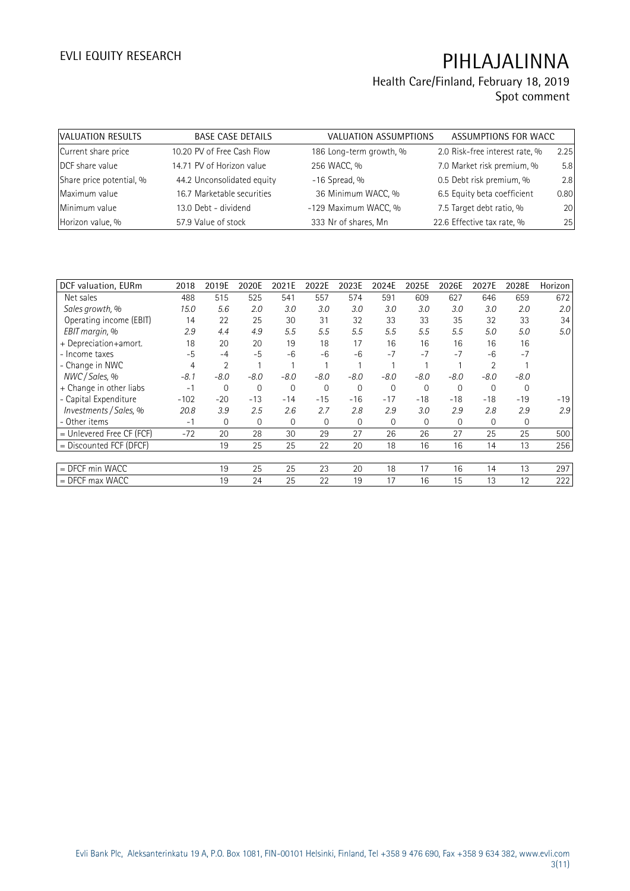| VALUATION RESULTS | | BASE CASE DETAILS | | VALUATION ASSUMPTIONS | | ASSUMPTIONS FOR WACC | |
|---|---|---|---|---|---|---|---|
| Current share price | 10.20 | PV of Free Cash Flow | 186 | Long-term growth, % | 2.0 | Risk-free interest rate, % | 2.25 |
| DCF share value | 14.71 | PV of Horizon value | 256 | WACC, % | 7.0 | Market risk premium, % | 5.8 |
| Share price potential, % | 44.2 | Unconsolidated equity | -16 | Spread, % | 0.5 | Debt risk premium, % | 2.8 |
| Maximum value | 16.7 | Marketable securities | 36 | Minimum WACC, % | 6.5 | Equity beta coefficient | 0.80 |
| Minimum value | 13.0 | Debt - dividend | -129 | Maximum WACC, % | 7.5 | Target debt ratio, % | 20 |
| Horizon value, % | 57.9 | Value of stock | 333 | Nr of shares, Mn | 22.6 | Effective tax rate, % | 25 |

| DCF valuation, EURm | 2018 | 2019E | 2020E | 2021E | 2022E | 2023E | 2024E | 2025E | 2026E | 2027E | 2028E | Horizon |
|---|---|---|---|---|---|---|---|---|---|---|---|---|
| Net sales | 488 | 515 | 525 | 541 | 557 | 574 | 591 | 609 | 627 | 646 | 659 | 672 |
| *Sales growth, %* | *15.0* | *5.6* | *2.0* | *3.0* | *3.0* | *3.0* | *3.0* | *3.0* | *3.0* | *3.0* | *2.0* | *2.0* |
| Operating income (EBIT) | 14 | 22 | 25 | 30 | 31 | 32 | 33 | 33 | 35 | 32 | 33 | 34 |
| *EBIT margin, %* | *2.9* | *4.4* | *4.9* | *5.5* | *5.5* | *5.5* | *5.5* | *5.5* | *5.5* | *5.0* | *5.0* | *5.0* |
| + Depreciation+amort. | 18 | 20 | 20 | 19 | 18 | 17 | 16 | 16 | 16 | 16 | 16 | |
| - Income taxes | -5 | -4 | -5 | -6 | -6 | -6 | -7 | -7 | -7 | -6 | -7 | |
| - Change in NWC | 4 | 2 | 1 | 1 | 1 | 1 | 1 | 1 | 1 | 2 | 1 | |
| *NWC / Sales, %* | *-8.1* | *-8.0* | *-8.0* | *-8.0* | *-8.0* | *-8.0* | *-8.0* | *-8.0* | *-8.0* | *-8.0* | *-8.0* | |
| + Change in other liabs | -1 | 0 | 0 | 0 | 0 | 0 | 0 | 0 | 0 | 0 | 0 | |
| - Capital Expenditure | -102 | -20 | -13 | -14 | -15 | -16 | -17 | -18 | -18 | -18 | -19 | -19 |
| *Investments / Sales, %* | *20.8* | *3.9* | *2.5* | *2.6* | *2.7* | *2.8* | *2.9* | *3.0* | *2.9* | *2.8* | *2.9* | *2.9* |
| - Other items | -1 | 0 | 0 | 0 | 0 | 0 | 0 | 0 | 0 | 0 | 0 | |
| = Unlevered Free CF (FCF) | -72 | 20 | 28 | 30 | 29 | 27 | 26 | 26 | 27 | 25 | 25 | 500 |
| = Discounted FCF (DFCF) | | 19 | 25 | 25 | 22 | 20 | 18 | 16 | 16 | 14 | 13 | 256 |
| | | | | | | | | | | | | |
| = DFCF min WACC | | 19 | 25 | 25 | 23 | 20 | 18 | 17 | 16 | 14 | 13 | 297 |
| = DFCF max WACC | | 19 | 24 | 25 | 22 | 19 | 17 | 16 | 15 | 13 | 12 | 222 |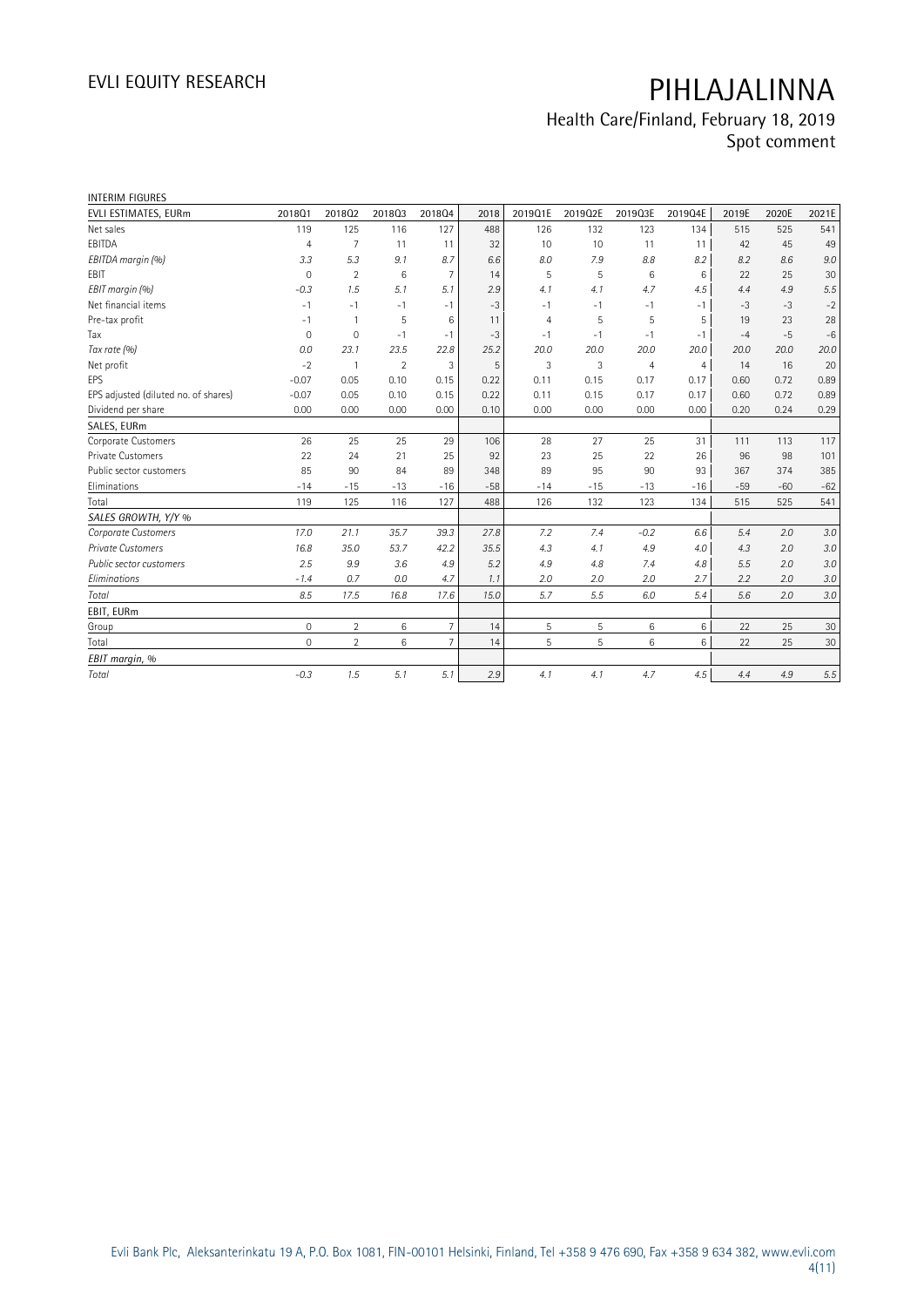INTERIM FIGURES

| EVLI ESTIMATES, EURm | 2018Q1 | 2018Q2 | 2018Q3 | 2018Q4 | 2018 | 2019Q1E | 2019Q2E | 2019Q3E | 2019Q4E | 2019E | 2020E | 2021E |
|---|---|---|---|---|---|---|---|---|---|---|---|---|
| Net sales | 119 | 125 | 116 | 127 | 488 | 126 | 132 | 123 | 134 | 515 | 525 | 541 |
| EBITDA | 4 | 7 | 11 | 11 | 32 | 10 | 10 | 11 | 11 | 42 | 45 | 49 |
| *EBITDA margin (%)* | *3.3* | *5.3* | *9.1* | *8.7* | *6.6* | *8.0* | *7.9* | *8.8* | *8.2* | *8.2* | *8.6* | *9.0* |
| EBIT | 0 | 2 | 6 | 7 | 14 | 5 | 5 | 6 | 6 | 22 | 25 | 30 |
| *EBIT margin (%)* | *-0.3* | *1.5* | *5.1* | *5.1* | *2.9* | *4.1* | *4.1* | *4.7* | *4.5* | *4.4* | *4.9* | *5.5* |
| Net financial items | -1 | -1 | -1 | -1 | -3 | -1 | -1 | -1 | -1 | -3 | -3 | -2 |
| Pre-tax profit | -1 | 1 | 5 | 6 | 11 | 4 | 5 | 5 | 5 | 19 | 23 | 28 |
| Tax | 0 | 0 | -1 | -1 | -3 | -1 | -1 | -1 | -1 | -4 | -5 | -6 |
| *Tax rate (%)* | *0.0* | *23.1* | *23.5* | *22.8* | *25.2* | *20.0* | *20.0* | *20.0* | *20.0* | *20.0* | *20.0* | *20.0* |
| Net profit | -2 | 1 | 2 | 3 | 5 | 3 | 3 | 4 | 4 | 14 | 16 | 20 |
| EPS | -0.07 | 0.05 | 0.10 | 0.15 | 0.22 | 0.11 | 0.15 | 0.17 | 0.17 | 0.60 | 0.72 | 0.89 |
| EPS adjusted (diluted no. of shares) | -0.07 | 0.05 | 0.10 | 0.15 | 0.22 | 0.11 | 0.15 | 0.17 | 0.17 | 0.60 | 0.72 | 0.89 |
| Dividend per share | 0.00 | 0.00 | 0.00 | 0.00 | 0.10 | 0.00 | 0.00 | 0.00 | 0.00 | 0.20 | 0.24 | 0.29 |
| SALES, EURm | | | | | | | | | | | | |
| Corporate Customers | 26 | 25 | 25 | 29 | 106 | 28 | 27 | 25 | 31 | 111 | 113 | 117 |
| Private Customers | 22 | 24 | 21 | 25 | 92 | 23 | 25 | 22 | 26 | 96 | 98 | 101 |
| Public sector customers | 85 | 90 | 84 | 89 | 348 | 89 | 95 | 90 | 93 | 367 | 374 | 385 |
| Eliminations | -14 | -15 | -13 | -16 | -58 | -14 | -15 | -13 | -16 | -59 | -60 | -62 |
| Total | 119 | 125 | 116 | 127 | 488 | 126 | 132 | 123 | 134 | 515 | 525 | 541 |
| *SALES GROWTH, Y/Y %* | | | | | | | | | | | | |
| *Corporate Customers* | *17.0* | *21.1* | *35.7* | *39.3* | *27.8* | *7.2* | *7.4* | *-0.2* | *6.6* | *5.4* | *2.0* | *3.0* |
| *Private Customers* | *16.8* | *35.0* | *53.7* | *42.2* | *35.5* | *4.3* | *4.1* | *4.9* | *4.0* | *4.3* | *2.0* | *3.0* |
| *Public sector customers* | *2.5* | *9.9* | *3.6* | *4.9* | *5.2* | *4.9* | *4.8* | *7.4* | *4.8* | *5.5* | *2.0* | *3.0* |
| *Eliminations* | *-1.4* | *0.7* | *0.0* | *4.7* | *1.1* | *2.0* | *2.0* | *2.0* | *2.7* | *2.2* | *2.0* | *3.0* |
| *Total* | *8.5* | *17.5* | *16.8* | *17.6* | *15.0* | *5.7* | *5.5* | *6.0* | *5.4* | *5.6* | *2.0* | *3.0* |
| EBIT, EURm | | | | | | | | | | | | |
| Group | 0 | 2 | 6 | 7 | 14 | 5 | 5 | 6 | 6 | 22 | 25 | 30 |
| Total | 0 | 2 | 6 | 7 | 14 | 5 | 5 | 6 | 6 | 22 | 25 | 30 |
| *EBIT margin, %* | | | | | | | | | | | | |
| *Total* | *-0.3* | *1.5* | *5.1* | *5.1* | *2.9* | *4.1* | *4.1* | *4.7* | *4.5* | *4.4* | *4.9* | *5.5* |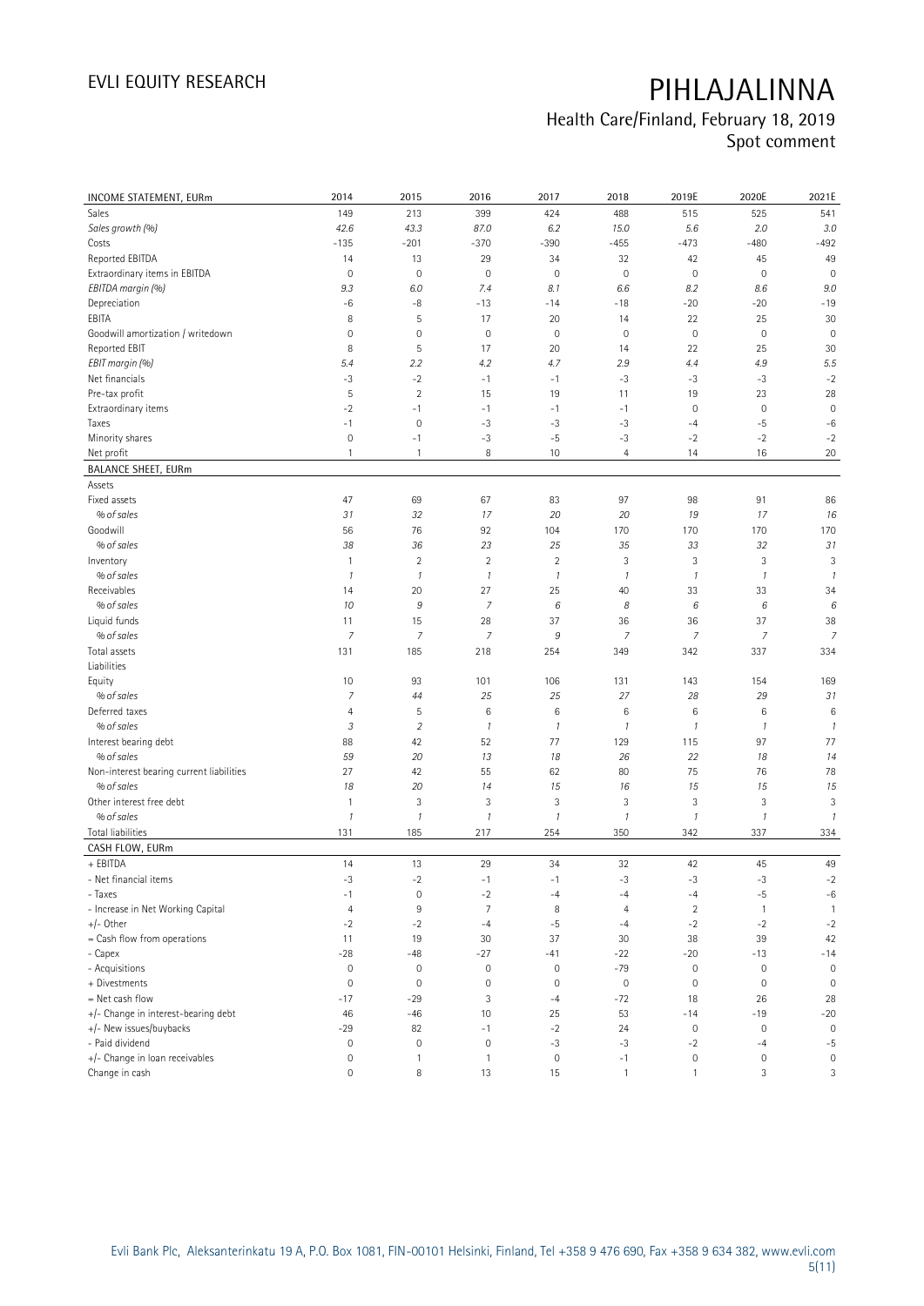| INCOME STATEMENT, EURm | 2014 | 2015 | 2016 | 2017 | 2018 | 2019E | 2020E | 2021E |
|---|---|---|---|---|---|---|---|---|
| Sales | 149 | 213 | 399 | 424 | 488 | 515 | 525 | 541 |
| *Sales growth (%)* | *42.6* | *43.3* | *87.0* | *6.2* | *15.0* | *5.6* | *2.0* | *3.0* |
| Costs | -135 | -201 | -370 | -390 | -455 | -473 | -480 | -492 |
| Reported EBITDA | 14 | 13 | 29 | 34 | 32 | 42 | 45 | 49 |
| Extraordinary items in EBITDA | 0 | 0 | 0 | 0 | 0 | 0 | 0 | 0 |
| *EBITDA margin (%)* | *9.3* | *6.0* | *7.4* | *8.1* | *6.6* | *8.2* | *8.6* | *9.0* |
| Depreciation | -6 | -8 | -13 | -14 | -18 | -20 | -20 | -19 |
| EBITA | 8 | 5 | 17 | 20 | 14 | 22 | 25 | 30 |
| Goodwill amortization / writedown | 0 | 0 | 0 | 0 | 0 | 0 | 0 | 0 |
| Reported EBIT | 8 | 5 | 17 | 20 | 14 | 22 | 25 | 30 |
| *EBIT margin (%)* | *5.4* | *2.2* | *4.2* | *4.7* | *2.9* | *4.4* | *4.9* | *5.5* |
| Net financials | -3 | -2 | -1 | -1 | -3 | -3 | -3 | -2 |
| Pre-tax profit | 5 | 2 | 15 | 19 | 11 | 19 | 23 | 28 |
| Extraordinary items | -2 | -1 | -1 | -1 | -1 | 0 | 0 | 0 |
| Taxes | -1 | 0 | -3 | -3 | -3 | -4 | -5 | -6 |
| Minority shares | 0 | -1 | -3 | -5 | -3 | -2 | -2 | -2 |
| Net profit | 1 | 1 | 8 | 10 | 4 | 14 | 16 | 20 |
| **BALANCE SHEET, EURm** | | | | | | | | |
| Assets | | | | | | | | |
| Fixed assets | 47 | 69 | 67 | 83 | 97 | 98 | 91 | 86 |
| *% of sales* | *31* | *32* | *17* | *20* | *20* | *19* | *17* | *16* |
| Goodwill | 56 | 76 | 92 | 104 | 170 | 170 | 170 | 170 |
| *% of sales* | *38* | *36* | *23* | *25* | *35* | *33* | *32* | *31* |
| Inventory | 1 | 2 | 2 | 2 | 3 | 3 | 3 | 3 |
| *% of sales* | *1* | *1* | *1* | *1* | *1* | *1* | *1* | *1* |
| Receivables | 14 | 20 | 27 | 25 | 40 | 33 | 33 | 34 |
| *% of sales* | *10* | *9* | *7* | *6* | *8* | *6* | *6* | *6* |
| Liquid funds | 11 | 15 | 28 | 37 | 36 | 36 | 37 | 38 |
| *% of sales* | *7* | *7* | *7* | *9* | *7* | *7* | *7* | *7* |
| Total assets | 131 | 185 | 218 | 254 | 349 | 342 | 337 | 334 |
| Liabilities | | | | | | | | |
| Equity | 10 | 93 | 101 | 106 | 131 | 143 | 154 | 169 |
| *% of sales* | *7* | *44* | *25* | *25* | *27* | *28* | *29* | *31* |
| Deferred taxes | 4 | 5 | 6 | 6 | 6 | 6 | 6 | 6 |
| *% of sales* | *3* | *2* | *1* | *1* | *1* | *1* | *1* | *1* |
| Interest bearing debt | 88 | 42 | 52 | 77 | 129 | 115 | 97 | 77 |
| *% of sales* | *59* | *20* | *13* | *18* | *26* | *22* | *18* | *14* |
| Non-interest bearing current liabilities | 27 | 42 | 55 | 62 | 80 | 75 | 76 | 78 |
| *% of sales* | *18* | *20* | *14* | *15* | *16* | *15* | *15* | *15* |
| Other interest free debt | 1 | 3 | 3 | 3 | 3 | 3 | 3 | 3 |
| *% of sales* | *1* | *1* | *1* | *1* | *1* | *1* | *1* | *1* |
| Total liabilities | 131 | 185 | 217 | 254 | 350 | 342 | 337 | 334 |
| **CASH FLOW, EURm** | | | | | | | | |
| + EBITDA | 14 | 13 | 29 | 34 | 32 | 42 | 45 | 49 |
| - Net financial items | -3 | -2 | -1 | -1 | -3 | -3 | -3 | -2 |
| - Taxes | -1 | 0 | -2 | -4 | -4 | -4 | -5 | -6 |
| - Increase in Net Working Capital | 4 | 9 | 7 | 8 | 4 | 2 | 1 | 1 |
| +/- Other | -2 | -2 | -4 | -5 | -4 | -2 | -2 | -2 |
| = Cash flow from operations | 11 | 19 | 30 | 37 | 30 | 38 | 39 | 42 |
| - Capex | -28 | -48 | -27 | -41 | -22 | -20 | -13 | -14 |
| - Acquisitions | 0 | 0 | 0 | 0 | -79 | 0 | 0 | 0 |
| + Divestments | 0 | 0 | 0 | 0 | 0 | 0 | 0 | 0 |
| = Net cash flow | -17 | -29 | 3 | -4 | -72 | 18 | 26 | 28 |
| +/- Change in interest-bearing debt | 46 | -46 | 10 | 25 | 53 | -14 | -19 | -20 |
| +/- New issues/buybacks | -29 | 82 | -1 | -2 | 24 | 0 | 0 | 0 |
| - Paid dividend | 0 | 0 | 0 | -3 | -3 | -2 | -4 | -5 |
| +/- Change in loan receivables | 0 | 1 | 1 | 0 | -1 | 0 | 0 | 0 |
| Change in cash | 0 | 8 | 13 | 15 | 1 | 1 | 3 | 3 |

Evli Bank Plc, Aleksanterinkatu 19 A, P.O. Box 1081, FIN-00101 Helsinki, Finland, Tel +358 9 476 690, Fax +358 9 634 382, www.evli.com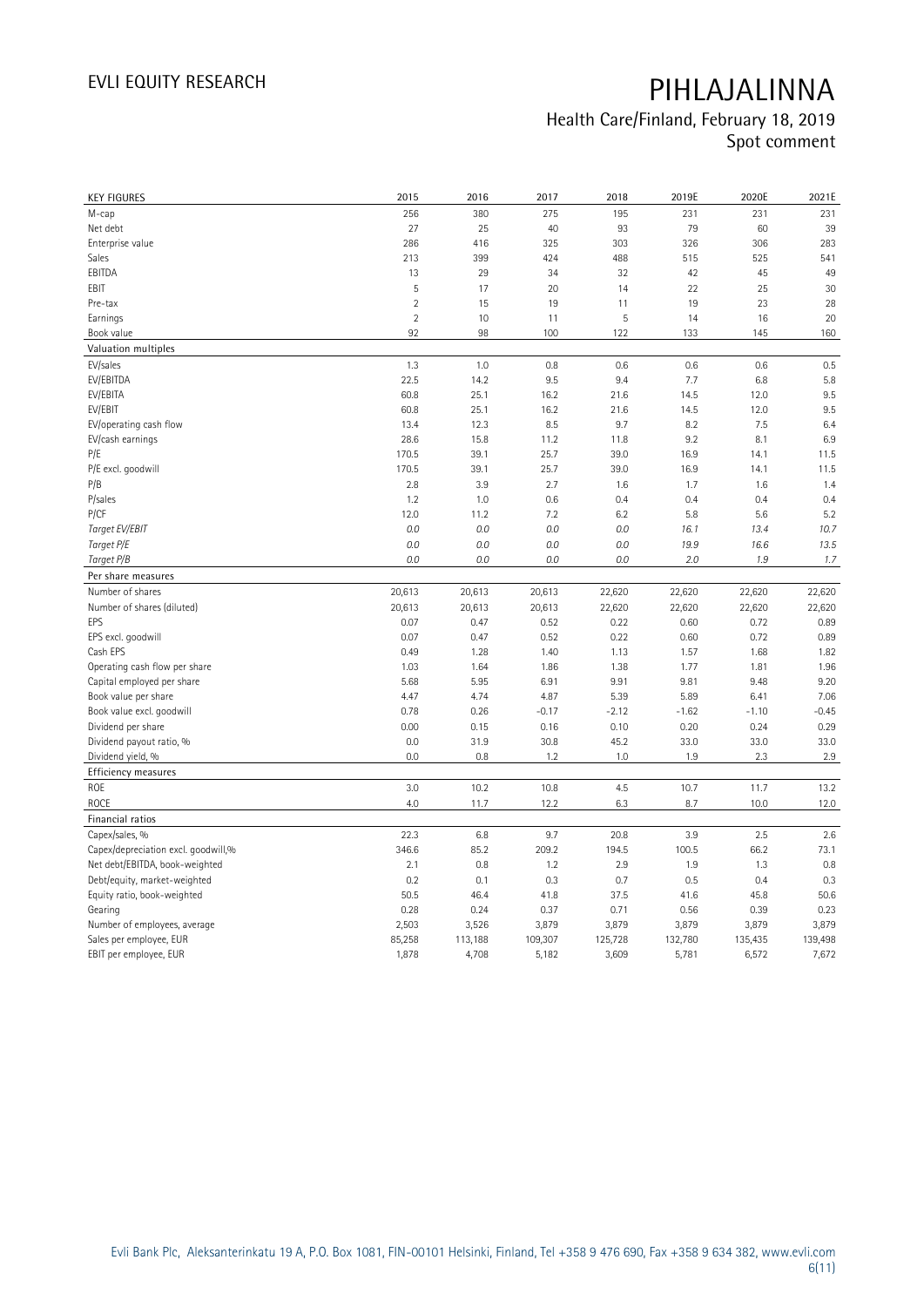# PIHLAJALINNA

Health Care/Finland, February 18, 2019
Spot comment

| KEY FIGURES | 2015 | 2016 | 2017 | 2018 | 2019E | 2020E | 2021E |
|---|---|---|---|---|---|---|---|
| M-cap | 256 | 380 | 275 | 195 | 231 | 231 | 231 |
| Net debt | 27 | 25 | 40 | 93 | 79 | 60 | 39 |
| Enterprise value | 286 | 416 | 325 | 303 | 326 | 306 | 283 |
| Sales | 213 | 399 | 424 | 488 | 515 | 525 | 541 |
| EBITDA | 13 | 29 | 34 | 32 | 42 | 45 | 49 |
| EBIT | 5 | 17 | 20 | 14 | 22 | 25 | 30 |
| Pre-tax | 2 | 15 | 19 | 11 | 19 | 23 | 28 |
| Earnings | 2 | 10 | 11 | 5 | 14 | 16 | 20 |
| Book value | 92 | 98 | 100 | 122 | 133 | 145 | 160 |
| **Valuation multiples** | | | | | | | |
| EV/sales | 1.3 | 1.0 | 0.8 | 0.6 | 0.6 | 0.6 | 0.5 |
| EV/EBITDA | 22.5 | 14.2 | 9.5 | 9.4 | 7.7 | 6.8 | 5.8 |
| EV/EBITA | 60.8 | 25.1 | 16.2 | 21.6 | 14.5 | 12.0 | 9.5 |
| EV/EBIT | 60.8 | 25.1 | 16.2 | 21.6 | 14.5 | 12.0 | 9.5 |
| EV/operating cash flow | 13.4 | 12.3 | 8.5 | 9.7 | 8.2 | 7.5 | 6.4 |
| EV/cash earnings | 28.6 | 15.8 | 11.2 | 11.8 | 9.2 | 8.1 | 6.9 |
| P/E | 170.5 | 39.1 | 25.7 | 39.0 | 16.9 | 14.1 | 11.5 |
| P/E excl. goodwill | 170.5 | 39.1 | 25.7 | 39.0 | 16.9 | 14.1 | 11.5 |
| P/B | 2.8 | 3.9 | 2.7 | 1.6 | 1.7 | 1.6 | 1.4 |
| P/sales | 1.2 | 1.0 | 0.6 | 0.4 | 0.4 | 0.4 | 0.4 |
| P/CF | 12.0 | 11.2 | 7.2 | 6.2 | 5.8 | 5.6 | 5.2 |
| *Target EV/EBIT* | *0.0* | *0.0* | *0.0* | *0.0* | *16.1* | *13.4* | *10.7* |
| *Target P/E* | *0.0* | *0.0* | *0.0* | *0.0* | *19.9* | *16.6* | *13.5* |
| *Target P/B* | *0.0* | *0.0* | *0.0* | *0.0* | *2.0* | *1.9* | *1.7* |
| **Per share measures** | | | | | | | |
| Number of shares | 20,613 | 20,613 | 20,613 | 22,620 | 22,620 | 22,620 | 22,620 |
| Number of shares (diluted) | 20,613 | 20,613 | 20,613 | 22,620 | 22,620 | 22,620 | 22,620 |
| EPS | 0.07 | 0.47 | 0.52 | 0.22 | 0.60 | 0.72 | 0.89 |
| EPS excl. goodwill | 0.07 | 0.47 | 0.52 | 0.22 | 0.60 | 0.72 | 0.89 |
| Cash EPS | 0.49 | 1.28 | 1.40 | 1.13 | 1.57 | 1.68 | 1.82 |
| Operating cash flow per share | 1.03 | 1.64 | 1.86 | 1.38 | 1.77 | 1.81 | 1.96 |
| Capital employed per share | 5.68 | 5.95 | 6.91 | 9.91 | 9.81 | 9.48 | 9.20 |
| Book value per share | 4.47 | 4.74 | 4.87 | 5.39 | 5.89 | 6.41 | 7.06 |
| Book value excl. goodwill | 0.78 | 0.26 | -0.17 | -2.12 | -1.62 | -1.10 | -0.45 |
| Dividend per share | 0.00 | 0.15 | 0.16 | 0.10 | 0.20 | 0.24 | 0.29 |
| Dividend payout ratio, % | 0.0 | 31.9 | 30.8 | 45.2 | 33.0 | 33.0 | 33.0 |
| Dividend yield, % | 0.0 | 0.8 | 1.2 | 1.0 | 1.9 | 2.3 | 2.9 |
| **Efficiency measures** | | | | | | | |
| ROE | 3.0 | 10.2 | 10.8 | 4.5 | 10.7 | 11.7 | 13.2 |
| ROCE | 4.0 | 11.7 | 12.2 | 6.3 | 8.7 | 10.0 | 12.0 |
| **Financial ratios** | | | | | | | |
| Capex/sales, % | 22.3 | 6.8 | 9.7 | 20.8 | 3.9 | 2.5 | 2.6 |
| Capex/depreciation excl. goodwill,% | 346.6 | 85.2 | 209.2 | 194.5 | 100.5 | 66.2 | 73.1 |
| Net debt/EBITDA, book-weighted | 2.1 | 0.8 | 1.2 | 2.9 | 1.9 | 1.3 | 0.8 |
| Debt/equity, market-weighted | 0.2 | 0.1 | 0.3 | 0.7 | 0.5 | 0.4 | 0.3 |
| Equity ratio, book-weighted | 50.5 | 46.4 | 41.8 | 37.5 | 41.6 | 45.8 | 50.6 |
| Gearing | 0.28 | 0.24 | 0.37 | 0.71 | 0.56 | 0.39 | 0.23 |
| Number of employees, average | 2,503 | 3,526 | 3,879 | 3,879 | 3,879 | 3,879 | 3,879 |
| Sales per employee, EUR | 85,258 | 113,188 | 109,307 | 125,728 | 132,780 | 135,435 | 139,498 |
| EBIT per employee, EUR | 1,878 | 4,708 | 5,182 | 3,609 | 5,781 | 6,572 | 7,672 |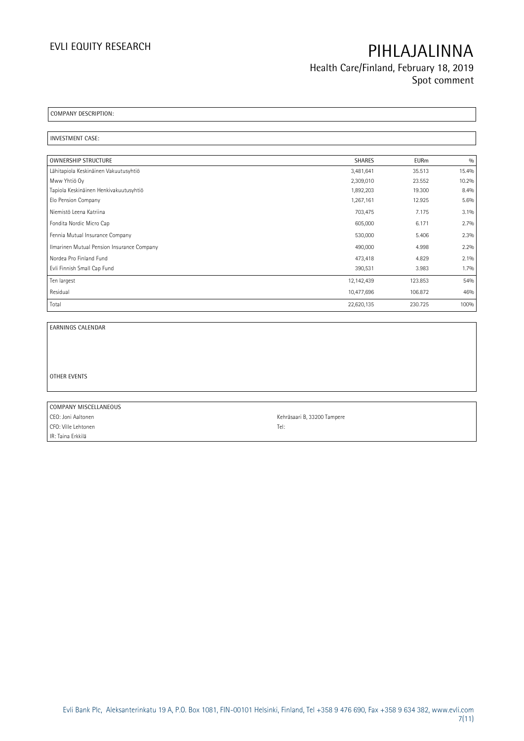# PIHLAJALINNA

Health Care/Finland, February 18, 2019
Spot comment

COMPANY DESCRIPTION:

INVESTMENT CASE:

| OWNERSHIP STRUCTURE | SHARES | EURm | % |
|---|---|---|---|
| Lähitapiola Keskinäinen Vakuutusyhtiö | 3,481,641 | 35.513 | 15.4% |
| Mww Yhtiö Oy | 2,309,010 | 23.552 | 10.2% |
| Tapiola Keskinäinen Henkivakuutusyhtiö | 1,892,203 | 19.300 | 8.4% |
| Elo Pension Company | 1,267,161 | 12.925 | 5.6% |
| Niemistö Leena Katriina | 703,475 | 7.175 | 3.1% |
| Fondita Nordic Micro Cap | 605,000 | 6.171 | 2.7% |
| Fennia Mutual Insurance Company | 530,000 | 5.406 | 2.3% |
| Ilmarinen Mutual Pension Insurance Company | 490,000 | 4.998 | 2.2% |
| Nordea Pro Finland Fund | 473,418 | 4.829 | 2.1% |
| Evli Finnish Small Cap Fund | 390,531 | 3.983 | 1.7% |
| Ten largest | 12,142,439 | 123.853 | 54% |
| Residual | 10,477,696 | 106.872 | 46% |
| Total | 22,620,135 | 230.725 | 100% |

EARNINGS CALENDAR

OTHER EVENTS

| COMPANY MISCELLANEOUS | |
|---|---|
| CEO: Joni Aaltonen | Kehräsaari B, 33200 Tampere |
| CFO: Ville Lehtonen | Tel: |
| IR: Taina Erkkilä | |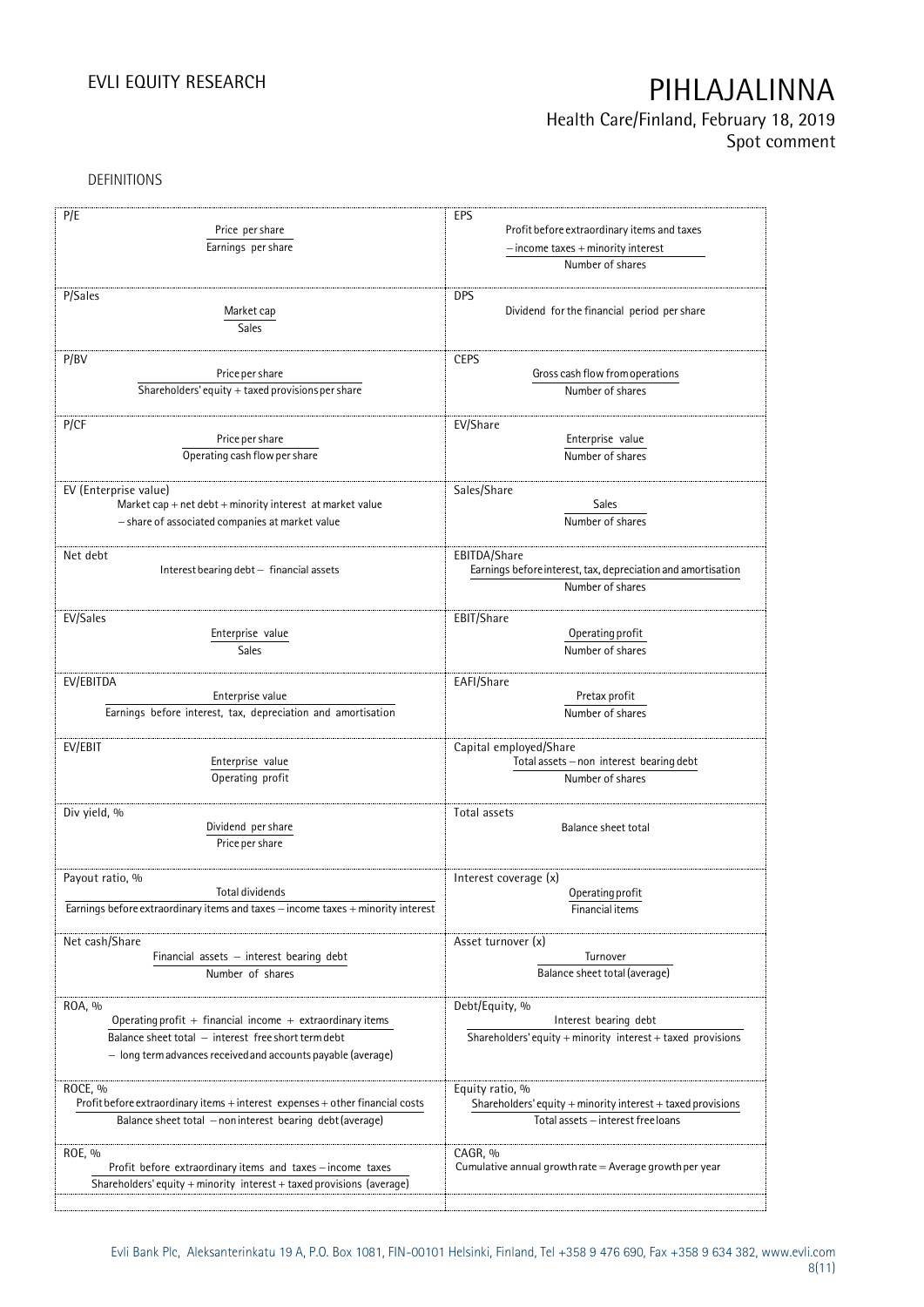DEFINITIONS

| | |
|---|---|
| P/E<br><br>$$\frac{\text{Price per share}}{\text{Earnings per share}}$$ | EPS<br><br>$$\frac{\text{Profit before extraordinary items and taxes} - \text{income taxes} + \text{minority interest}}{\text{Number of shares}}$$ |
| P/Sales<br><br>$$\frac{\text{Market cap}}{\text{Sales}}$$ | DPS<br><br>Dividend for the financial period per share |
| P/BV<br><br>$$\frac{\text{Price per share}}{\text{Shareholders' equity} + \text{taxed provisions per share}}$$ | CEPS<br><br>$$\frac{\text{Gross cash flow from operations}}{\text{Number of shares}}$$ |
| P/CF<br><br>$$\frac{\text{Price per share}}{\text{Operating cash flow per share}}$$ | EV/Share<br><br>$$\frac{\text{Enterprise value}}{\text{Number of shares}}$$ |
| EV (Enterprise value)<br><br>Market cap + net debt + minority interest at market value<br>– share of associated companies at market value | Sales/Share<br><br>$$\frac{\text{Sales}}{\text{Number of shares}}$$ |
| Net debt<br><br>Interest bearing debt – financial assets | EBITDA/Share<br><br>$$\frac{\text{Earnings before interest, tax, depreciation and amortisation}}{\text{Number of shares}}$$ |
| EV/Sales<br><br>$$\frac{\text{Enterprise value}}{\text{Sales}}$$ | EBIT/Share<br><br>$$\frac{\text{Operating profit}}{\text{Number of shares}}$$ |
| EV/EBITDA<br><br>$$\frac{\text{Enterprise value}}{\text{Earnings before interest, tax, depreciation and amortisation}}$$ | EAFI/Share<br><br>$$\frac{\text{Pretax profit}}{\text{Number of shares}}$$ |
| EV/EBIT<br><br>$$\frac{\text{Enterprise value}}{\text{Operating profit}}$$ | Capital employed/Share<br><br>$$\frac{\text{Total assets} - \text{non interest bearing debt}}{\text{Number of shares}}$$ |
| Div yield, %<br><br>$$\frac{\text{Dividend per share}}{\text{Price per share}}$$ | Total assets<br><br>Balance sheet total |
| Payout ratio, %<br><br>$$\frac{\text{Total dividends}}{\text{Earnings before extraordinary items and taxes} - \text{income taxes} + \text{minority interest}}$$ | Interest coverage (x)<br><br>$$\frac{\text{Operating profit}}{\text{Financial items}}$$ |
| Net cash/Share<br><br>$$\frac{\text{Financial assets} - \text{interest bearing debt}}{\text{Number of shares}}$$ | Asset turnover (x)<br><br>$$\frac{\text{Turnover}}{\text{Balance sheet total (average)}}$$ |
| ROA, %<br><br>$$\frac{\text{Operating profit} + \text{financial income} + \text{extraordinary items}}{\text{Balance sheet total} - \text{interest free short term debt} - \text{long term advances received and accounts payable (average)}}$$ | Debt/Equity, %<br><br>$$\frac{\text{Interest bearing debt}}{\text{Shareholders' equity} + \text{minority interest} + \text{taxed provisions}}$$ |
| ROCE, %<br><br>$$\frac{\text{Profit before extraordinary items} + \text{interest expenses} + \text{other financial costs}}{\text{Balance sheet total} - \text{non interest bearing debt (average)}}$$ | Equity ratio, %<br><br>$$\frac{\text{Shareholders' equity} + \text{minority interest} + \text{taxed provisions}}{\text{Total assets} - \text{interest free loans}}$$ |
| ROE, %<br><br>$$\frac{\text{Profit before extraordinary items and taxes} - \text{income taxes}}{\text{Shareholders' equity} + \text{minority interest} + \text{taxed provisions (average)}}$$ | CAGR, %<br><br>Cumulative annual growth rate = Average growth per year |

Evli Bank Plc, Aleksanterinkatu 19 A, P.O. Box 1081, FIN-00101 Helsinki, Finland, Tel +358 9 476 690, Fax +358 9 634 382, www.evli.com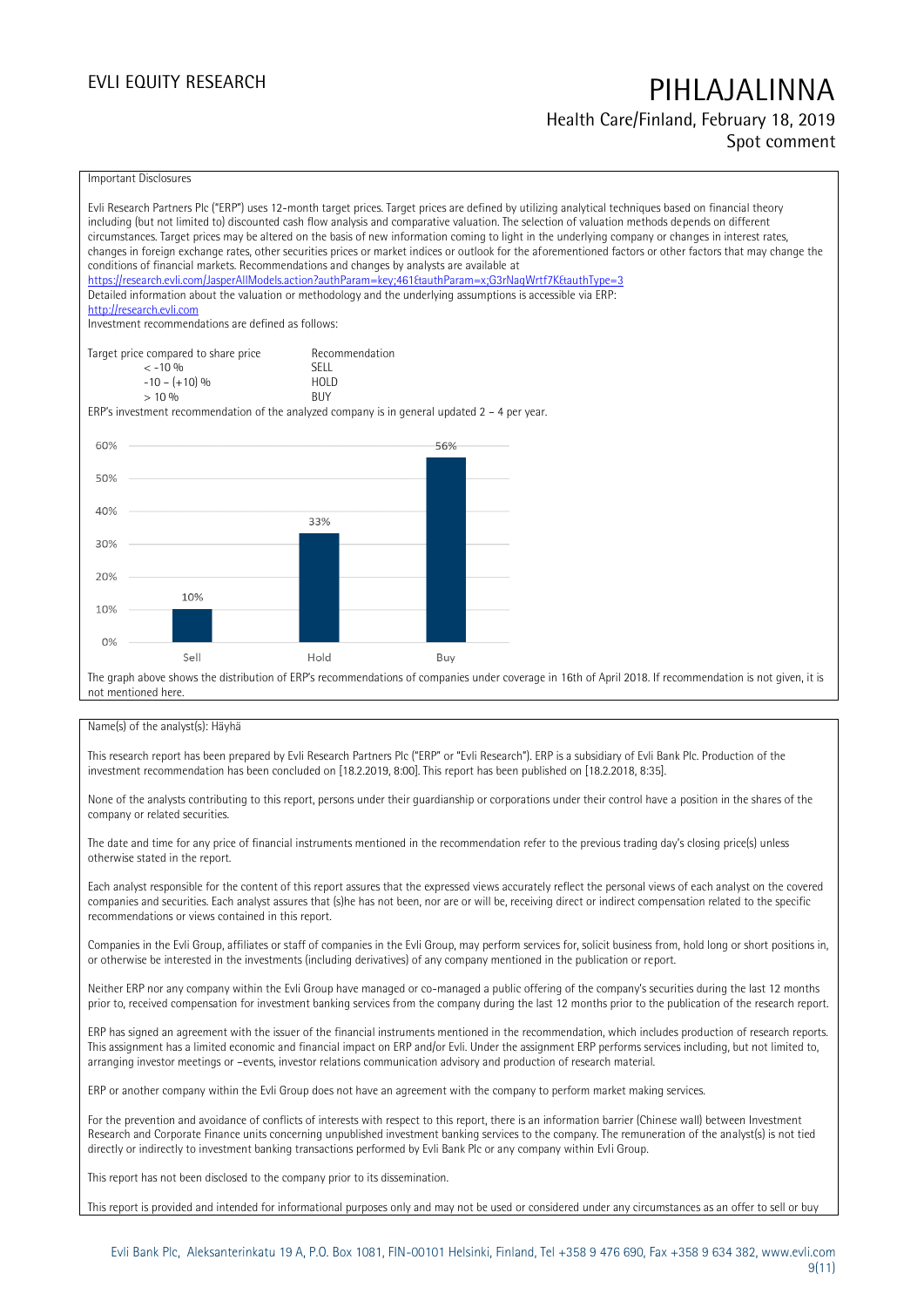Important Disclosures

Evli Research Partners Plc ("ERP") uses 12-month target prices. Target prices are defined by utilizing analytical techniques based on financial theory including (but not limited to) discounted cash flow analysis and comparative valuation. The selection of valuation methods depends on different circumstances. Target prices may be altered on the basis of new information coming to light in the underlying company or changes in interest rates, changes in foreign exchange rates, other securities prices or market indices or outlook for the aforementioned factors or other factors that may change the conditions of financial markets. Recommendations and changes by analysts are available at https://research.evli.com/JasperAllModels.action?authParam=key;461&authParam=x;G3rNagWrtf7K&authType=3
Detailed information about the valuation or methodology and the underlying assumptions is accessible via ERP: http://research.evli.com
Investment recommendations are defined as follows:

| Target price compared to share price | Recommendation |
|---|---|
| < -10 % | SELL |
| -10 – (+10) % | HOLD |
| > 10 % | BUY |

ERP's investment recommendation of the analyzed company is in general updated 2 – 4 per year.

| | Sell | Hold | Buy |
|---|---|---|---|
| Share of recommendations | 10% | 33% | 56% |

The graph above shows the distribution of ERP's recommendations of companies under coverage in 16th of April 2018. If recommendation is not given, it is not mentioned here.

Name(s) of the analyst(s): Häyhä

This research report has been prepared by Evli Research Partners Plc ("ERP" or "Evli Research"). ERP is a subsidiary of Evli Bank Plc. Production of the investment recommendation has been concluded on [18.2.2019, 8:00]. This report has been published on [18.2.2018, 8:35].

None of the analysts contributing to this report, persons under their guardianship or corporations under their control have a position in the shares of the company or related securities.

The date and time for any price of financial instruments mentioned in the recommendation refer to the previous trading day's closing price(s) unless otherwise stated in the report.

Each analyst responsible for the content of this report assures that the expressed views accurately reflect the personal views of each analyst on the covered companies and securities. Each analyst assures that (s)he has not been, nor are or will be, receiving direct or indirect compensation related to the specific recommendations or views contained in this report.

Companies in the Evli Group, affiliates or staff of companies in the Evli Group, may perform services for, solicit business from, hold long or short positions in, or otherwise be interested in the investments (including derivatives) of any company mentioned in the publication or report.

Neither ERP nor any company within the Evli Group have managed or co-managed a public offering of the company's securities during the last 12 months prior to, received compensation for investment banking services from the company during the last 12 months prior to the publication of the research report.

ERP has signed an agreement with the issuer of the financial instruments mentioned in the recommendation, which includes production of research reports. This assignment has a limited economic and financial impact on ERP and/or Evli. Under the assignment ERP performs services including, but not limited to, arranging investor meetings or –events, investor relations communication advisory and production of research material.

ERP or another company within the Evli Group does not have an agreement with the company to perform market making services.

For the prevention and avoidance of conflicts of interests with respect to this report, there is an information barrier (Chinese wall) between Investment Research and Corporate Finance units concerning unpublished investment banking services to the company. The remuneration of the analyst(s) is not tied directly or indirectly to investment banking transactions performed by Evli Bank Plc or any company within Evli Group.

This report has not been disclosed to the company prior to its dissemination.

This report is provided and intended for informational purposes only and may not be used or considered under any circumstances as an offer to sell or buy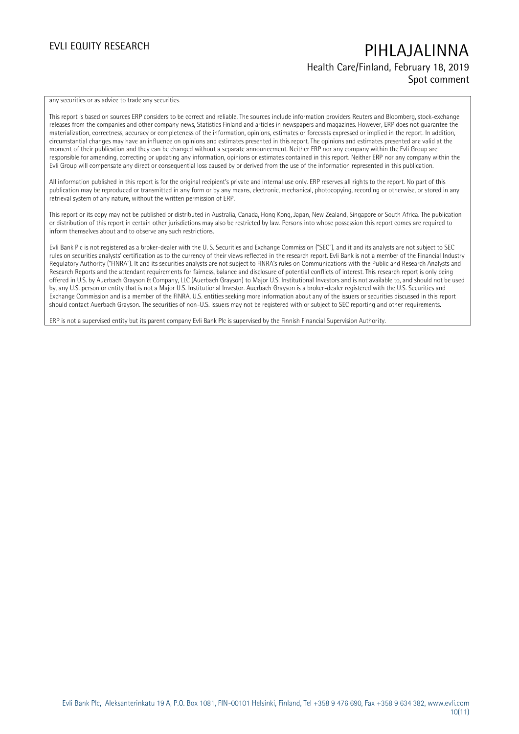any securities or as advice to trade any securities.

This report is based on sources ERP considers to be correct and reliable. The sources include information providers Reuters and Bloomberg, stock-exchange releases from the companies and other company news, Statistics Finland and articles in newspapers and magazines. However, ERP does not guarantee the materialization, correctness, accuracy or completeness of the information, opinions, estimates or forecasts expressed or implied in the report. In addition, circumstantial changes may have an influence on opinions and estimates presented in this report. The opinions and estimates presented are valid at the moment of their publication and they can be changed without a separate announcement. Neither ERP nor any company within the Evli Group are responsible for amending, correcting or updating any information, opinions or estimates contained in this report. Neither ERP nor any company within the Evli Group will compensate any direct or consequential loss caused by or derived from the use of the information represented in this publication.

All information published in this report is for the original recipient's private and internal use only. ERP reserves all rights to the report. No part of this publication may be reproduced or transmitted in any form or by any means, electronic, mechanical, photocopying, recording or otherwise, or stored in any retrieval system of any nature, without the written permission of ERP.

This report or its copy may not be published or distributed in Australia, Canada, Hong Kong, Japan, New Zealand, Singapore or South Africa. The publication or distribution of this report in certain other jurisdictions may also be restricted by law. Persons into whose possession this report comes are required to inform themselves about and to observe any such restrictions.

Evli Bank Plc is not registered as a broker-dealer with the U. S. Securities and Exchange Commission ("SEC"), and it and its analysts are not subject to SEC rules on securities analysts' certification as to the currency of their views reflected in the research report. Evli Bank is not a member of the Financial Industry Regulatory Authority ("FINRA"). It and its securities analysts are not subject to FINRA's rules on Communications with the Public and Research Analysts and Research Reports and the attendant requirements for fairness, balance and disclosure of potential conflicts of interest. This research report is only being offered in U.S. by Auerbach Grayson & Company, LLC (Auerbach Grayson) to Major U.S. Institutional Investors and is not available to, and should not be used by, any U.S. person or entity that is not a Major U.S. Institutional Investor. Auerbach Grayson is a broker-dealer registered with the U.S. Securities and Exchange Commission and is a member of the FINRA. U.S. entities seeking more information about any of the issuers or securities discussed in this report should contact Auerbach Grayson. The securities of non-U.S. issuers may not be registered with or subject to SEC reporting and other requirements.

ERP is not a supervised entity but its parent company Evli Bank Plc is supervised by the Finnish Financial Supervision Authority.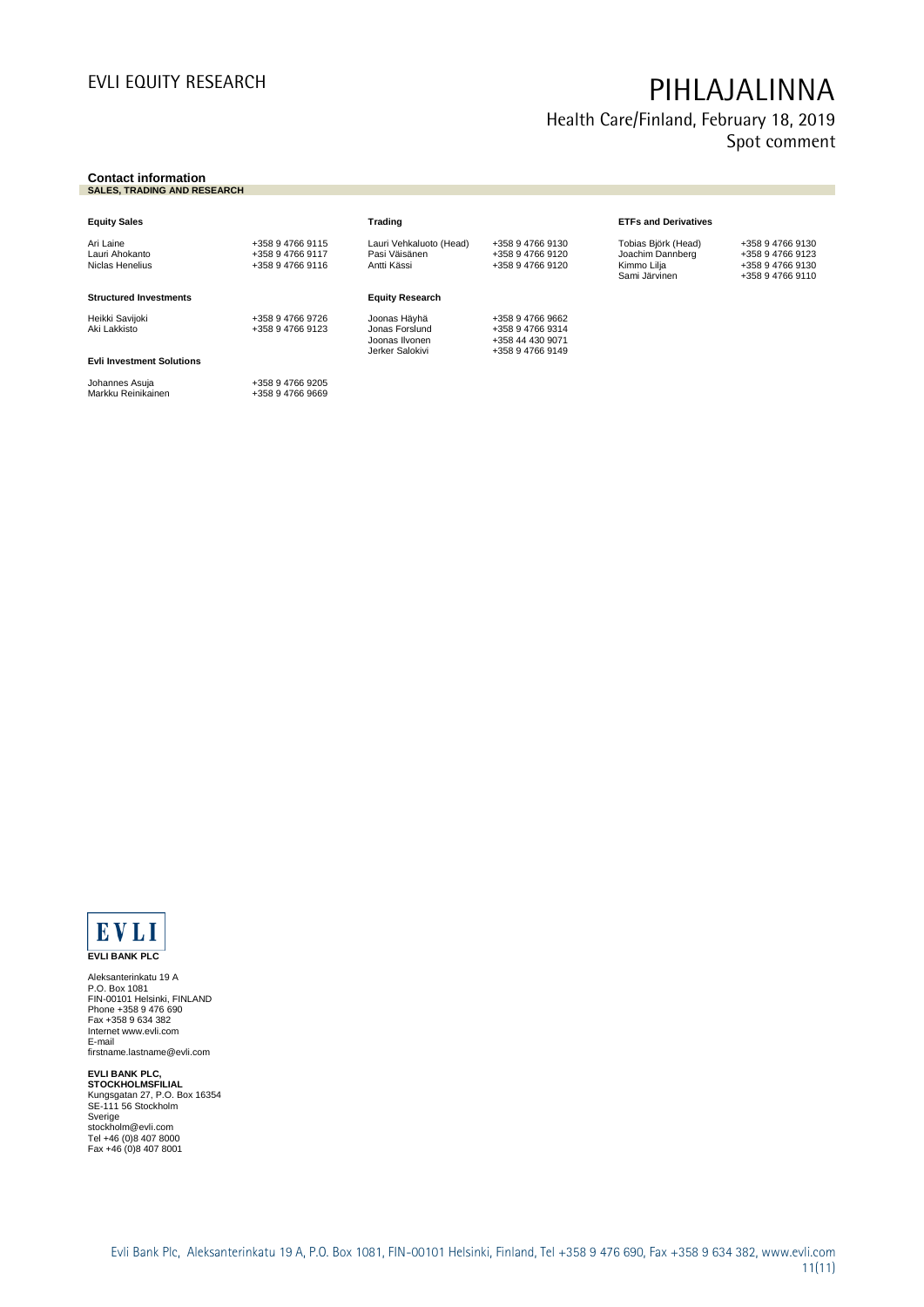**Contact information**

**SALES, TRADING AND RESEARCH**

**Equity Sales**

| | |
|---|---|
| Ari Laine | +358 9 4766 9115 |
| Lauri Ahokanto | +358 9 4766 9117 |
| Niclas Henelius | +358 9 4766 9116 |

**Structured Investments**

| | |
|---|---|
| Heikki Savijoki | +358 9 4766 9726 |
| Aki Lakkisto | +358 9 4766 9123 |

**Evli Investment Solutions**

| | |
|---|---|
| Johannes Asuja | +358 9 4766 9205 |
| Markku Reinikainen | +358 9 4766 9669 |

**Trading**

| | |
|---|---|
| Lauri Vehkaluoto (Head) | +358 9 4766 9130 |
| Pasi Väisänen | +358 9 4766 9120 |
| Antti Kässi | +358 9 4766 9120 |

**Equity Research**

| | |
|---|---|
| Joonas Häyhä | +358 9 4766 9662 |
| Jonas Forslund | +358 9 4766 9314 |
| Joonas Ilvonen | +358 44 430 9071 |
| Jerker Salokivi | +358 9 4766 9149 |

**ETFs and Derivatives**

| | |
|---|---|
| Tobias Björk (Head) | +358 9 4766 9130 |
| Joachim Dannberg | +358 9 4766 9123 |
| Kimmo Lilja | +358 9 4766 9130 |
| Sami Järvinen | +358 9 4766 9110 |

**EVLI BANK PLC**

Aleksanterinkatu 19 A
P.O. Box 1081
FIN-00101 Helsinki, FINLAND
Phone +358 9 476 690
Fax +358 9 634 382
Internet www.evli.com
E-mail
firstname.lastname@evli.com

**EVLI BANK PLC,**
**STOCKHOLMSFILIAL**
Kungsgatan 27, P.O. Box 16354
SE-111 56 Stockholm
Sverige
stockholm@evli.com
Tel +46 (0)8 407 8000
Fax +46 (0)8 407 8001